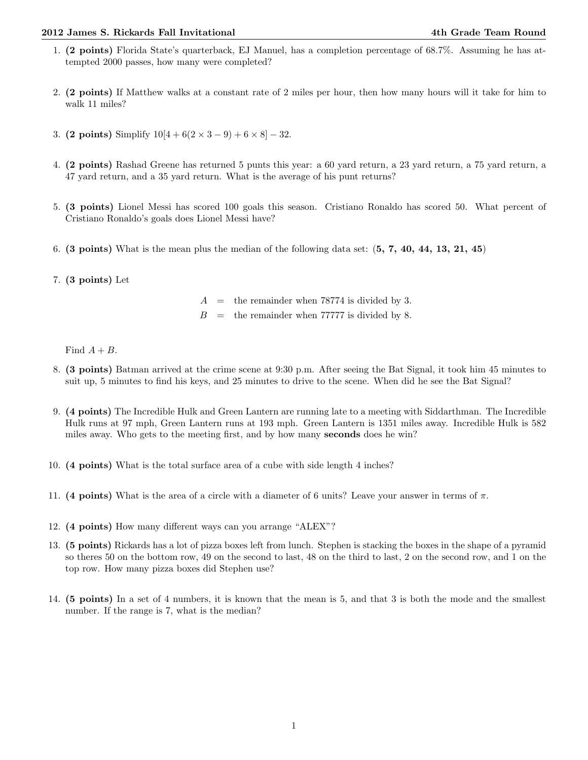1. **(2 points)** Florida State's quarterback, EJ Manuel, has a completion percentage of 68.7%. Assuming he has attempted 2000 passes, how many were completed?

2. **(2 points)** If Matthew walks at a constant rate of 2 miles per hour, then how many hours will it take for him to walk 11 miles?

3. **(2 points)** Simplify $10[4 + 6(2 \times 3 - 9) + 6 \times 8] - 32$.

4. **(2 points)** Rashad Greene has returned 5 punts this year: a 60 yard return, a 23 yard return, a 75 yard return, a 47 yard return, and a 35 yard return. What is the average of his punt returns?

5. **(3 points)** Lionel Messi has scored 100 goals this season. Cristiano Ronaldo has scored 50. What percent of Cristiano Ronaldo's goals does Lionel Messi have?

6. **(3 points)** What is the mean plus the median of the following data set: (**5, 7, 40, 44, 13, 21, 45**)

7. **(3 points)** Let

$$A = \text{the remainder when 78774 is divided by 3.}$$
$$B = \text{the remainder when 77777 is divided by 8.}$$

   Find $A + B$.

8. **(3 points)** Batman arrived at the crime scene at 9:30 p.m. After seeing the Bat Signal, it took him 45 minutes to suit up, 5 minutes to find his keys, and 25 minutes to drive to the scene. When did he see the Bat Signal?

9. **(4 points)** The Incredible Hulk and Green Lantern are running late to a meeting with Siddarthman. The Incredible Hulk runs at 97 mph, Green Lantern runs at 193 mph. Green Lantern is 1351 miles away. Incredible Hulk is 582 miles away. Who gets to the meeting first, and by how many **seconds** does he win?

10. **(4 points)** What is the total surface area of a cube with side length 4 inches?

11. **(4 points)** What is the area of a circle with a diameter of 6 units? Leave your answer in terms of $\pi$.

12. **(4 points)** How many different ways can you arrange "ALEX"?

13. **(5 points)** Rickards has a lot of pizza boxes left from lunch. Stephen is stacking the boxes in the shape of a pyramid so theres 50 on the bottom row, 49 on the second to last, 48 on the third to last, 2 on the second row, and 1 on the top row. How many pizza boxes did Stephen use?

14. **(5 points)** In a set of 4 numbers, it is known that the mean is 5, and that 3 is both the mode and the smallest number. If the range is 7, what is the median?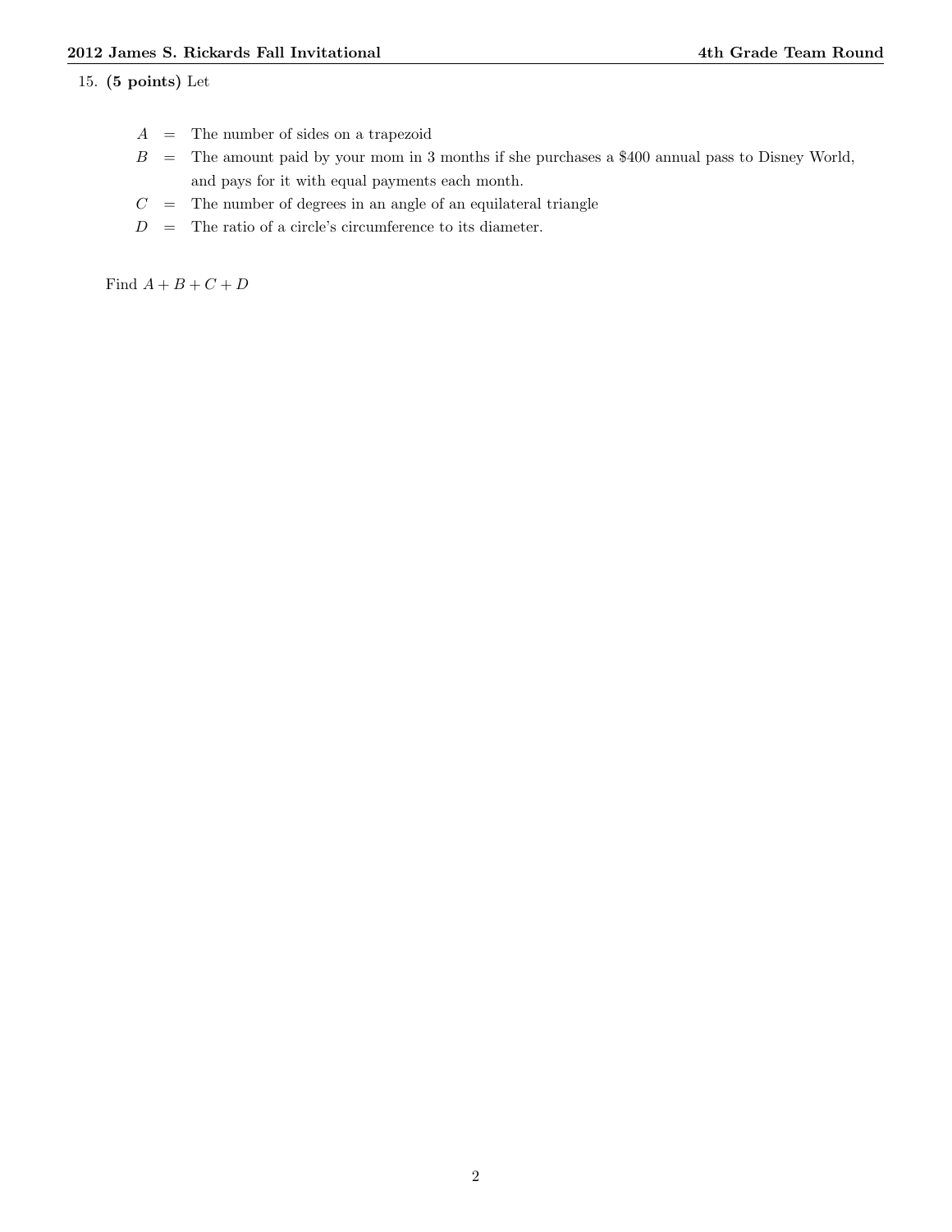15. **(5 points)** Let

$A$ = The number of sides on a trapezoid

$B$ = The amount paid by your mom in 3 months if she purchases a $400 annual pass to Disney World, and pays for it with equal payments each month.

$C$ = The number of degrees in an angle of an equilateral triangle

$D$ = The ratio of a circle's circumference to its diameter.

Find $A + B + C + D$